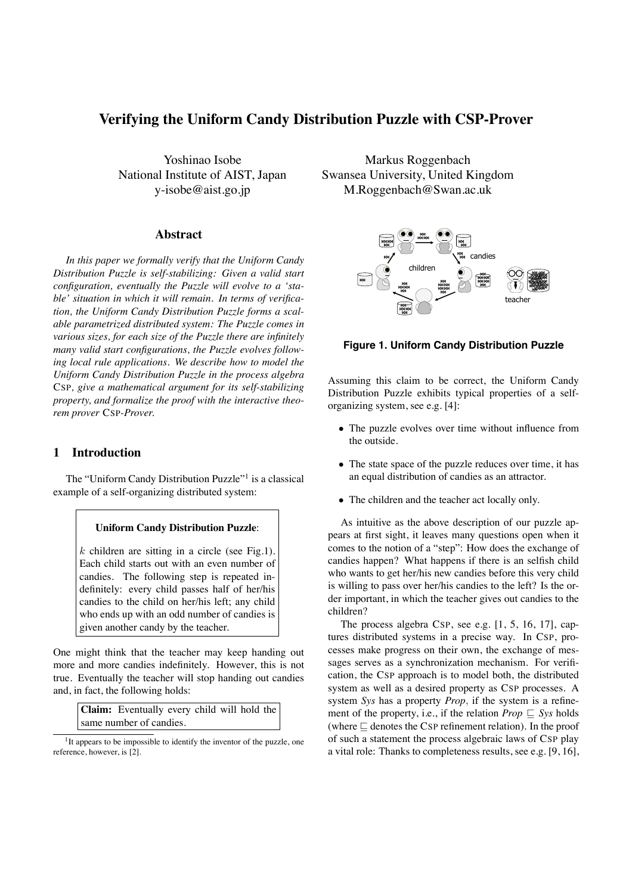# Verifying the Uniform Candy Distribution Puzzle with CSP-Prover

Yoshinao Isobe
National Institute of AIST, Japan
y-isobe@aist.go.jp

Markus Roggenbach
Swansea University, United Kingdom
M.Roggenbach@Swan.ac.uk

## Abstract

*In this paper we formally verify that the Uniform Candy Distribution Puzzle is self-stabilizing: Given a valid start configuration, eventually the Puzzle will evolve to a 'stable' situation in which it will remain. In terms of verification, the Uniform Candy Distribution Puzzle forms a scalable parametrized distributed system: The Puzzle comes in various sizes, for each size of the Puzzle there are infinitely many valid start configurations, the Puzzle evolves following local rule applications. We describe how to model the Uniform Candy Distribution Puzzle in the process algebra* CSP*, give a mathematical argument for its self-stabilizing property, and formalize the proof with the interactive theorem prover* CSP*-Prover.*

## 1 Introduction

The "Uniform Candy Distribution Puzzle"[1] is a classical example of a self-organizing distributed system:

> **Uniform Candy Distribution Puzzle**:
>
> $k$ children are sitting in a circle (see Fig.1). Each child starts out with an even number of candies. The following step is repeated indefinitely: every child passes half of her/his candies to the child on her/his left; any child who ends up with an odd number of candies is given another candy by the teacher.

One might think that the teacher may keep handing out more and more candies indefinitely. However, this is not true. Eventually the teacher will stop handing out candies and, in fact, the following holds:

> **Claim:** Eventually every child will hold the same number of candies.

**Figure 1. Uniform Candy Distribution Puzzle**

Assuming this claim to be correct, the Uniform Candy Distribution Puzzle exhibits typical properties of a self-organizing system, see e.g. [4]:

- The puzzle evolves over time without influence from the outside.
- The state space of the puzzle reduces over time, it has an equal distribution of candies as an attractor.
- The children and the teacher act locally only.

As intuitive as the above description of our puzzle appears at first sight, it leaves many questions open when it comes to the notion of a "step": How does the exchange of candies happen? What happens if there is an selfish child who wants to get her/his new candies before this very child is willing to pass over her/his candies to the left? Is the order important, in which the teacher gives out candies to the children?

The process algebra CSP, see e.g. [1, 5, 16, 17], captures distributed systems in a precise way. In CSP, processes make progress on their own, the exchange of messages serves as a synchronization mechanism. For verification, the CSP approach is to model both, the distributed system as well as a desired property as CSP processes. A system *Sys* has a property *Prop*, if the system is a refinement of the property, i.e., if the relation $Prop \sqsubseteq Sys$ holds (where $\sqsubseteq$ denotes the CSP refinement relation). In the proof of such a statement the process algebraic laws of CSP play a vital role: Thanks to completeness results, see e.g. [9, 16],

[1] It appears to be impossible to identify the inventor of the puzzle, one reference, however, is [2].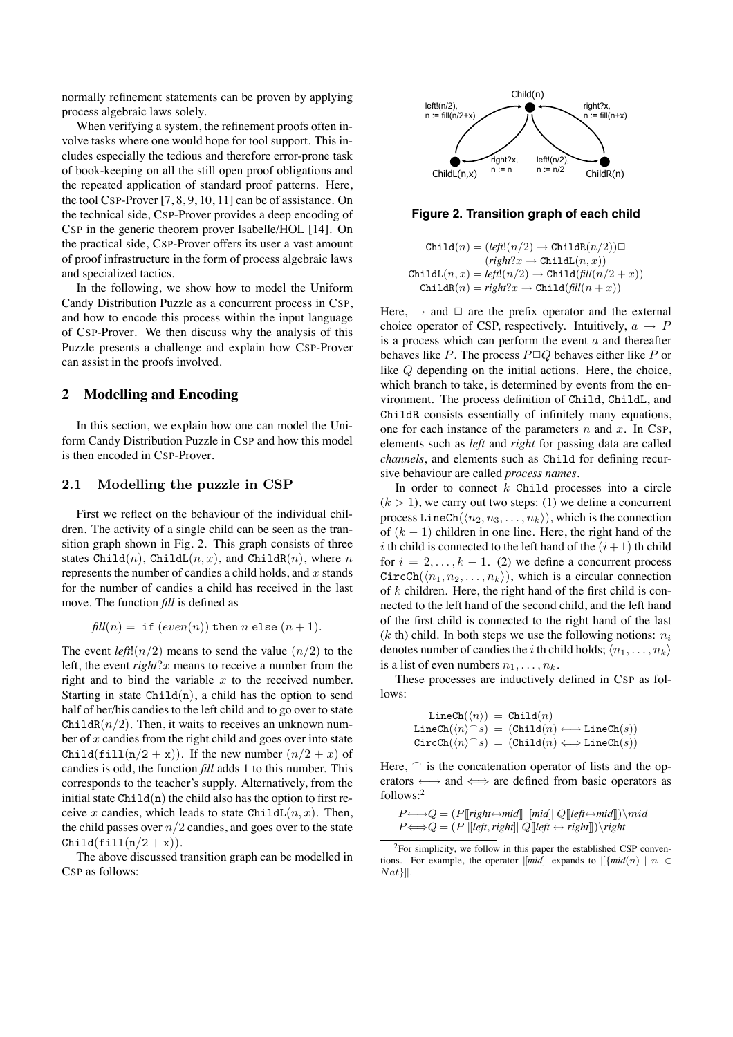normally refinement statements can be proven by applying process algebraic laws solely.

When verifying a system, the refinement proofs often involve tasks where one would hope for tool support. This includes especially the tedious and therefore error-prone task of book-keeping on all the still open proof obligations and the repeated application of standard proof patterns. Here, the tool CSP-Prover [7, 8, 9, 10, 11] can be of assistance. On the technical side, CSP-Prover provides a deep encoding of CSP in the generic theorem prover Isabelle/HOL [14]. On the practical side, CSP-Prover offers its user a vast amount of proof infrastructure in the form of process algebraic laws and specialized tactics.

In the following, we show how to model the Uniform Candy Distribution Puzzle as a concurrent process in CSP, and how to encode this process within the input language of CSP-Prover. We then discuss why the analysis of this Puzzle presents a challenge and explain how CSP-Prover can assist in the proofs involved.

## 2 Modelling and Encoding

In this section, we explain how one can model the Uniform Candy Distribution Puzzle in CSP and how this model is then encoded in CSP-Prover.

### 2.1 Modelling the puzzle in CSP

First we reflect on the behaviour of the individual children. The activity of a single child can be seen as the transition graph shown in Fig. 2. This graph consists of three states $\texttt{Child}(n)$, $\texttt{ChildL}(n, x)$, and $\texttt{ChildR}(n)$, where $n$ represents the number of candies a child holds, and $x$ stands for the number of candies a child has received in the last move. The function *fill* is defined as

$$fill(n) = \texttt{ if } (even(n)) \texttt{ then } n \texttt{ else } (n + 1).$$

The event $left!(n/2)$ means to send the value $(n/2)$ to the left, the event $right?x$ means to receive a number from the right and to bind the variable $x$ to the received number. Starting in state $\texttt{Child(n)}$, a child has the option to send half of her/his candies to the left child and to go over to state $\texttt{ChildR}(n/2)$. Then, it waits to receives an unknown number of $x$ candies from the right child and goes over into state $\texttt{Child(fill(n/2 + x))}$. If the new number $(n/2 + x)$ of candies is odd, the function *fill* adds 1 to this number. This corresponds to the teacher's supply. Alternatively, from the initial state $\texttt{Child(n)}$ the child also has the option to first receive $x$ candies, which leads to state $\texttt{ChildL}(n, x)$. Then, the child passes over $n/2$ candies, and goes over to the state $\texttt{Child(fill(n/2 + x))}$.

The above discussed transition graph can be modelled in CSP as follows:

Figure 2. Transition graph of each child

$$\begin{aligned}
\texttt{Child}(n) &= (left!(n/2) \to \texttt{ChildR}(n/2)) \Box \\
&\quad\ (right?x \to \texttt{ChildL}(n, x)) \\
\texttt{ChildL}(n, x) &= left!(n/2) \to \texttt{Child}(fill(n/2 + x)) \\
\texttt{ChildR}(n) &= right?x \to \texttt{Child}(fill(n + x))
\end{aligned}$$

Here, $\to$ and $\Box$ are the prefix operator and the external choice operator of CSP, respectively. Intuitively, $a \to P$ is a process which can perform the event $a$ and thereafter behaves like $P$. The process $P \Box Q$ behaves either like $P$ or like $Q$ depending on the initial actions. Here, the choice, which branch to take, is determined by events from the environment. The process definition of $\texttt{Child}$, $\texttt{ChildL}$, and $\texttt{ChildR}$ consists essentially of infinitely many equations, one for each instance of the parameters $n$ and $x$. In CSP, elements such as *left* and *right* for passing data are called *channels*, and elements such as $\texttt{Child}$ for defining recursive behaviour are called *process names*.

In order to connect $k$ $\texttt{Child}$ processes into a circle $(k > 1)$, we carry out two steps: (1) we define a concurrent process $\texttt{LineCh}(\langle n_2, n_3, \ldots, n_k\rangle)$, which is the connection of $(k-1)$ children in one line. Here, the right hand of the $i$ th child is connected to the left hand of the $(i+1)$ th child for $i = 2, \ldots, k-1$. (2) we define a concurrent process $\texttt{CircCh}(\langle n_1, n_2, \ldots, n_k\rangle)$, which is a circular connection of $k$ children. Here, the right hand of the first child is connected to the left hand of the second child, and the left hand of the first child is connected to the right hand of the last ($k$ th) child. In both steps we use the following notions: $n_i$ denotes number of candies the $i$ th child holds; $\langle n_1, \ldots, n_k\rangle$ is a list of even numbers $n_1, \ldots, n_k$.

These processes are inductively defined in CSP as follows:

$$\begin{aligned}
\texttt{LineCh}(\langle n\rangle) &= \texttt{Child}(n) \\
\texttt{LineCh}(\langle n\rangle ^\frown s) &= (\texttt{Child}(n) \longleftrightarrow \texttt{LineCh}(s)) \\
\texttt{CircCh}(\langle n\rangle ^\frown s) &= (\texttt{Child}(n) \Longleftrightarrow \texttt{LineCh}(s))
\end{aligned}$$

Here, $^\frown$ is the concatenation operator of lists and the operators $\longleftrightarrow$ and $\Longleftrightarrow$ are defined from basic operators as follows:[2]

$$\begin{aligned}
P \longleftrightarrow Q &= (P[\![right \leftrightarrow mid]\!] \; |[mid]| \; Q[\![left \leftrightarrow mid]\!]) \backslash mid \\
P \Longleftrightarrow Q &= (P \; |[left, right]| \; Q[\![left \leftrightarrow right]\!]) \backslash right
\end{aligned}$$

[2] For simplicity, we follow in this paper the established CSP conventions. For example, the operator $|[mid]|$ expands to $|[\{mid(n) \mid n \in Nat\}]|$.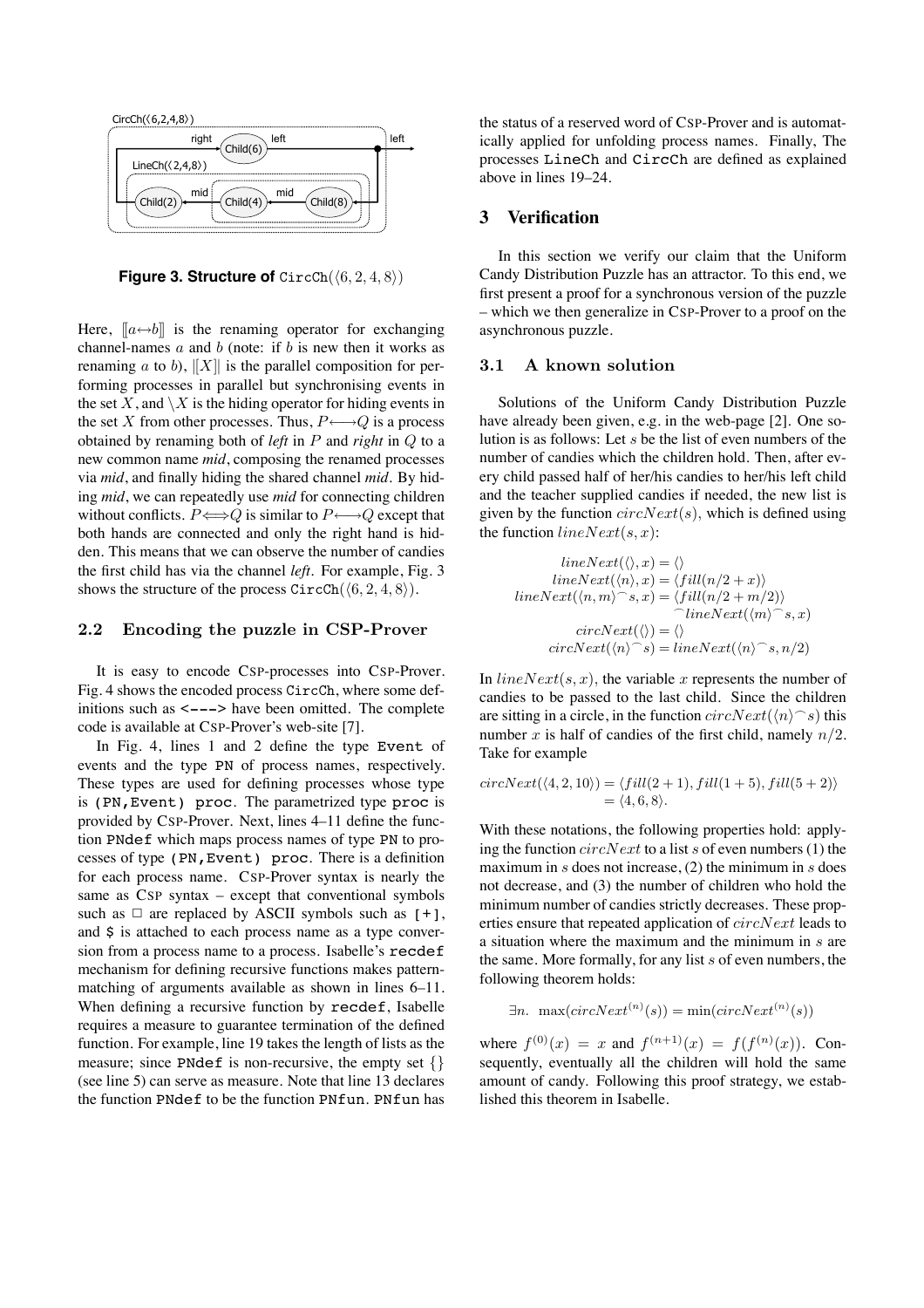**Figure 3. Structure of** $\texttt{CircCh}(\langle 6,2,4,8\rangle)$

Here, $[\![a \leftrightarrow b]\!]$ is the renaming operator for exchanging channel-names $a$ and $b$ (note: if $b$ is new then it works as renaming $a$ to $b$), $|[X]|$ is the parallel composition for performing processes in parallel but synchronising events in the set $X$, and $\setminus X$ is the hiding operator for hiding events in the set $X$ from other processes. Thus, $P \longleftrightarrow Q$ is a process obtained by renaming both of *left* in $P$ and *right* in $Q$ to a new common name *mid*, composing the renamed processes via *mid*, and finally hiding the shared channel *mid*. By hiding *mid*, we can repeatedly use *mid* for connecting children without conflicts. $P \Longleftrightarrow Q$ is similar to $P \longleftrightarrow Q$ except that both hands are connected and only the right hand is hidden. This means that we can observe the number of candies the first child has via the channel *left*. For example, Fig. 3 shows the structure of the process $\texttt{CircCh}(\langle 6,2,4,8\rangle)$.

### 2.2 Encoding the puzzle in CSP-Prover

It is easy to encode CSP-processes into CSP-Prover. Fig. 4 shows the encoded process `CircCh`, where some definitions such as `<--->` have been omitted. The complete code is available at CSP-Prover's web-site [7].

In Fig. 4, lines 1 and 2 define the type `Event` of events and the type `PN` of process names, respectively. These types are used for defining processes whose type is `(PN,Event) proc`. The parametrized type `proc` is provided by CSP-Prover. Next, lines 4–11 define the function `PNdef` which maps process names of type `PN` to processes of type `(PN,Event) proc`. There is a definition for each process name. CSP-Prover syntax is nearly the same as CSP syntax – except that conventional symbols such as $\Box$ are replaced by ASCII symbols such as `[+]`, and `$` is attached to each process name as a type conversion from a process name to a process. Isabelle's `recdef` mechanism for defining recursive functions makes pattern-matching of arguments available as shown in lines 6–11. When defining a recursive function by `recdef`, Isabelle requires a measure to guarantee termination of the defined function. For example, line 19 takes the length of lists as the measure; since `PNdef` is non-recursive, the empty set $\{\}$ (see line 5) can serve as measure. Note that line 13 declares the function `PNdef` to be the function `PNfun`. `PNfun` has the status of a reserved word of CSP-Prover and is automatically applied for unfolding process names. Finally, The processes `LineCh` and `CircCh` are defined as explained above in lines 19–24.

## 3 Verification

In this section we verify our claim that the Uniform Candy Distribution Puzzle has an attractor. To this end, we first present a proof for a synchronous version of the puzzle – which we then generalize in CSP-Prover to a proof on the asynchronous puzzle.

### 3.1 A known solution

Solutions of the Uniform Candy Distribution Puzzle have already been given, e.g. in the web-page [2]. One solution is as follows: Let $s$ be the list of even numbers of the number of candies which the children hold. Then, after every child passed half of her/his candies to her/his left child and the teacher supplied candies if needed, the new list is given by the function $circNext(s)$, which is defined using the function $lineNext(s, x)$:

$$
\begin{aligned}
lineNext(\langle\rangle, x) &= \langle\rangle \\
lineNext(\langle n\rangle, x) &= \langle fill(n/2 + x)\rangle \\
lineNext(\langle n, m\rangle^\frown s, x) &= \langle fill(n/2 + m/2)\rangle \\
&\quad ^\frown lineNext(\langle m\rangle^\frown s, x) \\
circNext(\langle\rangle) &= \langle\rangle \\
circNext(\langle n\rangle^\frown s) &= lineNext(\langle n\rangle^\frown s, n/2)
\end{aligned}
$$

In $lineNext(s, x)$, the variable $x$ represents the number of candies to be passed to the last child. Since the children are sitting in a circle, in the function $circNext(\langle n\rangle^\frown s)$ this number $x$ is half of candies of the first child, namely $n/2$. Take for example

$$
\begin{aligned}
circNext(\langle 4, 2, 10\rangle) &= \langle fill(2+1), fill(1+5), fill(5+2)\rangle \\
&= \langle 4, 6, 8\rangle.
\end{aligned}
$$

With these notations, the following properties hold: applying the function $circNext$ to a list $s$ of even numbers (1) the maximum in $s$ does not increase, (2) the minimum in $s$ does not decrease, and (3) the number of children who hold the minimum number of candies strictly decreases. These properties ensure that repeated application of $circNext$ leads to a situation where the maximum and the minimum in $s$ are the same. More formally, for any list $s$ of even numbers, the following theorem holds:

$$
\exists n.\ \max(circNext^{(n)}(s)) = \min(circNext^{(n)}(s))
$$

where $f^{(0)}(x) = x$ and $f^{(n+1)}(x) = f(f^{(n)}(x))$. Consequently, eventually all the children will hold the same amount of candy. Following this proof strategy, we established this theorem in Isabelle.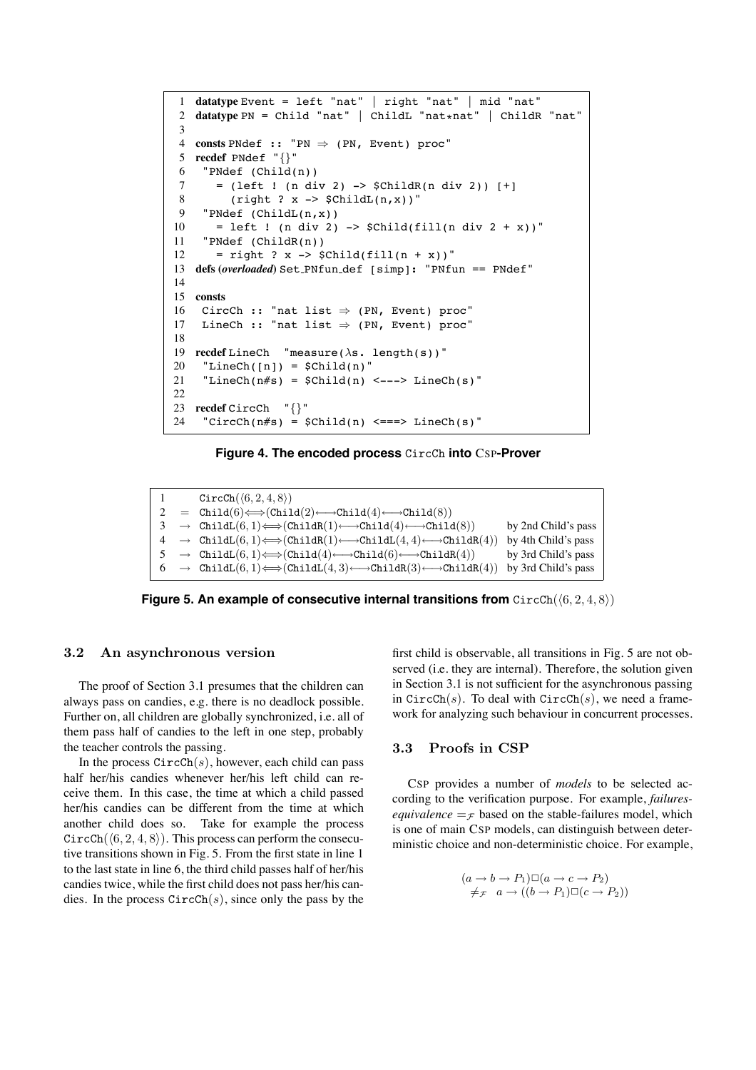```
1  datatype Event = left "nat" | right "nat" | mid "nat"
2  datatype PN = Child "nat" | ChildL "nat*nat" | ChildR "nat"
3
4  consts PNdef :: "PN ⇒ (PN, Event) proc"
5  recdef PNdef "{}"
6   "PNdef (Child(n))
7     = (left ! (n div 2) -> $ChildR(n div 2)) [+]
8       (right ? x -> $ChildL(n,x))"
9   "PNdef (ChildL(n,x))
10    = left ! (n div 2) -> $Child(fill(n div 2 + x))"
11  "PNdef (ChildR(n))
12    = right ? x -> $Child(fill(n + x))"
13 defs (overloaded) Set_PNfun_def [simp]: "PNfun == PNdef"
14
15 consts
16  CircCh :: "nat list ⇒ (PN, Event) proc"
17  LineCh :: "nat list ⇒ (PN, Event) proc"
18
19 recdef LineCh  "measure(λs. length(s))"
20  "LineCh([n]) = $Child(n)"
21  "LineCh(n#s) = $Child(n) <---> LineCh(s)"
22
23 recdef CircCh  "{}"
24  "CircCh(n#s) = $Child(n) <===> LineCh(s)"
```

**Figure 4. The encoded process CircCh into CSP-Prover**

| | | | |
|---|---|---|---|
| 1 | | $\mathtt{CircCh}(\langle 6,2,4,8\rangle)$ | |
| 2 | $=$ | $\mathtt{Child}(6)\Longleftrightarrow(\mathtt{Child}(2)\longleftrightarrow\mathtt{Child}(4)\longleftrightarrow\mathtt{Child}(8))$ | |
| 3 | $\rightarrow$ | $\mathtt{ChildL}(6,1)\Longleftrightarrow(\mathtt{ChildR}(1)\longleftrightarrow\mathtt{Child}(4)\longleftrightarrow\mathtt{Child}(8))$ | by 2nd Child's pass |
| 4 | $\rightarrow$ | $\mathtt{ChildL}(6,1)\Longleftrightarrow(\mathtt{ChildR}(1)\longleftrightarrow\mathtt{ChildL}(4,4)\longleftrightarrow\mathtt{ChildR}(4))$ | by 4th Child's pass |
| 5 | $\rightarrow$ | $\mathtt{ChildL}(6,1)\Longleftrightarrow(\mathtt{Child}(4)\longleftrightarrow\mathtt{Child}(6)\longleftrightarrow\mathtt{ChildR}(4))$ | by 3rd Child's pass |
| 6 | $\rightarrow$ | $\mathtt{ChildL}(6,1)\Longleftrightarrow(\mathtt{ChildL}(4,3)\longleftrightarrow\mathtt{ChildR}(3)\longleftrightarrow\mathtt{ChildR}(4))$ | by 3rd Child's pass |

**Figure 5. An example of consecutive internal transitions from** $\mathtt{CircCh}(\langle 6,2,4,8\rangle)$

### 3.2 An asynchronous version

The proof of Section 3.1 presumes that the children can always pass on candies, e.g. there is no deadlock possible. Further on, all children are globally synchronized, i.e. all of them pass half of candies to the left in one step, probably the teacher controls the passing.

In the process $\mathtt{CircCh}(s)$, however, each child can pass half her/his candies whenever her/his left child can receive them. In this case, the time at which a child passed her/his candies can be different from the time at which another child does so. Take for example the process $\mathtt{CircCh}(\langle 6,2,4,8\rangle)$. This process can perform the consecutive transitions shown in Fig. 5. From the first state in line 1 to the last state in line 6, the third child passes half of her/his candies twice, while the first child does not pass her/his candies. In the process $\mathtt{CircCh}(s)$, since only the pass by the first child is observable, all transitions in Fig. 5 are not observed (i.e. they are internal). Therefore, the solution given in Section 3.1 is not sufficient for the asynchronous passing in $\mathtt{CircCh}(s)$. To deal with $\mathtt{CircCh}(s)$, we need a framework for analyzing such behaviour in concurrent processes.

### 3.3 Proofs in CSP

CSP provides a number of *models* to be selected according to the verification purpose. For example, *failures-equivalence* $=_\mathcal{F}$ based on the stable-failures model, which is one of main CSP models, can distinguish between deterministic choice and non-deterministic choice. For example,

$$(a \rightarrow b \rightarrow P_1)\Box(a \rightarrow c \rightarrow P_2)$$
$$\neq_\mathcal{F} \quad a \rightarrow ((b \rightarrow P_1)\Box(c \rightarrow P_2))$$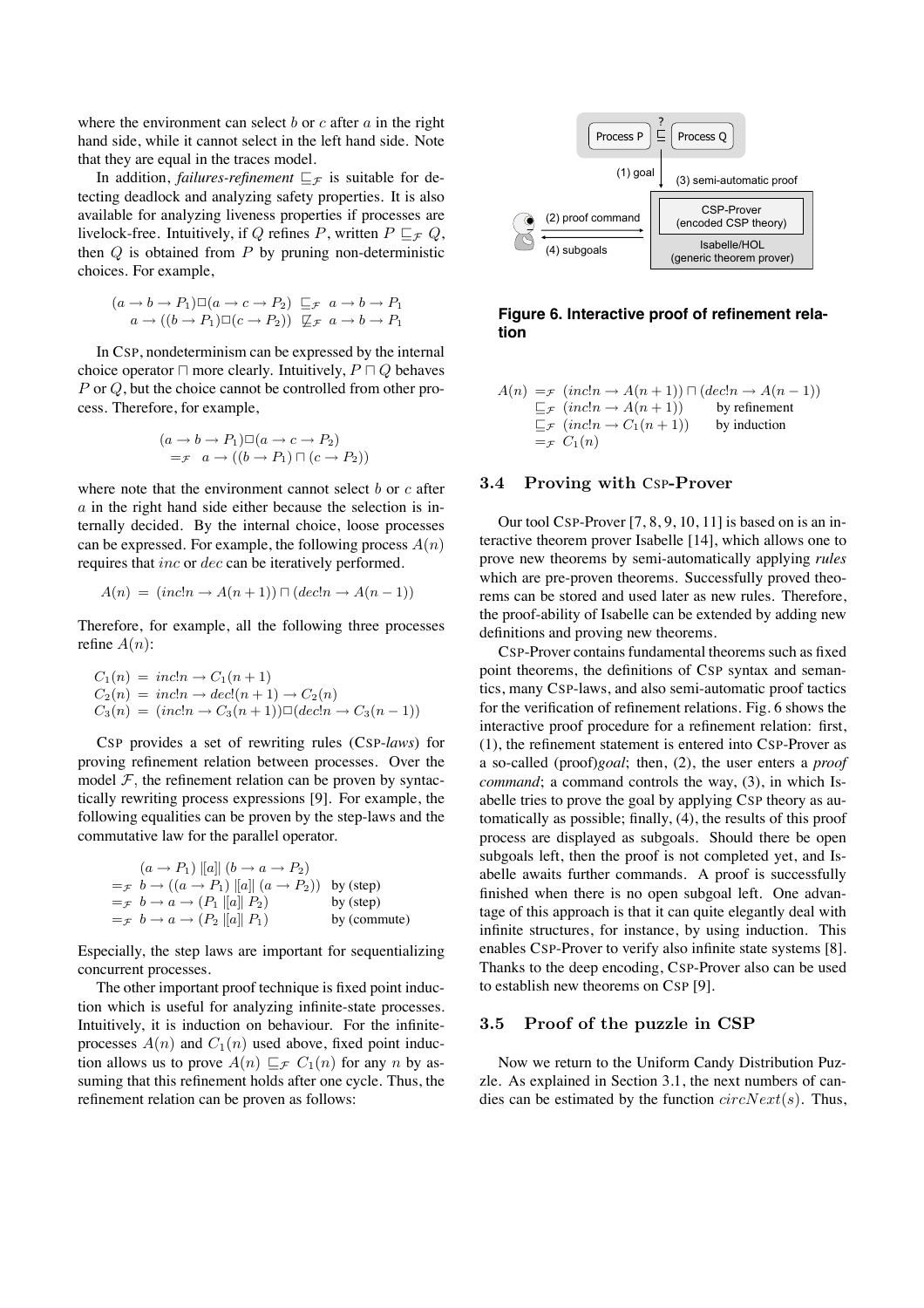where the environment can select $b$ or $c$ after $a$ in the right hand side, while it cannot select in the left hand side. Note that they are equal in the traces model.

In addition, *failures-refinement* $\sqsubseteq_{\mathcal{F}}$ is suitable for detecting deadlock and analyzing safety properties. It is also available for analyzing liveness properties if processes are livelock-free. Intuitively, if $Q$ refines $P$, written $P \sqsubseteq_{\mathcal{F}} Q$, then $Q$ is obtained from $P$ by pruning non-deterministic choices. For example,

$$
\begin{array}{l}
(a \to b \to P_1) \Box (a \to c \to P_2) \;\sqsubseteq_{\mathcal{F}}\; a \to b \to P_1 \\
\quad a \to ((b \to P_1) \Box (c \to P_2)) \;\not\sqsubseteq_{\mathcal{F}}\; a \to b \to P_1
\end{array}
$$

In CSP, nondeterminism can be expressed by the internal choice operator $\sqcap$ more clearly. Intuitively, $P \sqcap Q$ behaves $P$ or $Q$, but the choice cannot be controlled from other process. Therefore, for example,

$$
\begin{array}{l}
(a \to b \to P_1) \Box (a \to c \to P_2) \\
\quad =_{\mathcal{F}} \; a \to ((b \to P_1) \sqcap (c \to P_2))
\end{array}
$$

where note that the environment cannot select $b$ or $c$ after $a$ in the right hand side either because the selection is internally decided. By the internal choice, loose processes can be expressed. For example, the following process $A(n)$ requires that $inc$ or $dec$ can be iteratively performed.

$$
A(n) \;=\; (inc!n \to A(n+1)) \sqcap (dec!n \to A(n-1))
$$

Therefore, for example, all the following three processes refine $A(n)$:

$$
\begin{array}{l}
C_1(n) \;=\; inc!n \to C_1(n+1) \\
C_2(n) \;=\; inc!n \to dec!(n+1) \to C_2(n) \\
C_3(n) \;=\; (inc!n \to C_3(n+1)) \Box (dec!n \to C_3(n-1))
\end{array}
$$

CSP provides a set of rewriting rules (CSP-*laws*) for proving refinement relation between processes. Over the model $\mathcal{F}$, the refinement relation can be proven by syntactically rewriting process expressions [9]. For example, the following equalities can be proven by the step-laws and the commutative law for the parallel operator.

$$
\begin{array}{lll}
 & (a \to P_1) \;|[a]|\; (b \to a \to P_2) & \\
=_{\mathcal{F}} & b \to ((a \to P_1) \;|[a]|\; (a \to P_2)) & \text{by (step)} \\
=_{\mathcal{F}} & b \to a \to (P_1 \;|[a]|\; P_2) & \text{by (step)} \\
=_{\mathcal{F}} & b \to a \to (P_2 \;|[a]|\; P_1) & \text{by (commute)}
\end{array}
$$

Especially, the step laws are important for sequentializing concurrent processes.

The other important proof technique is fixed point induction which is useful for analyzing infinite-state processes. Intuitively, it is induction on behaviour. For the infinite-processes $A(n)$ and $C_1(n)$ used above, fixed point induction allows us to prove $A(n) \sqsubseteq_{\mathcal{F}} C_1(n)$ for any $n$ by assuming that this refinement holds after one cycle. Thus, the refinement relation can be proven as follows:

**Figure 6. Interactive proof of refinement relation**

$$
\begin{array}{lll}
A(n) & =_{\mathcal{F}} \; (inc!n \to A(n+1)) \sqcap (dec!n \to A(n-1)) & \\
 & \sqsubseteq_{\mathcal{F}} \; (inc!n \to A(n+1)) & \text{by refinement} \\
 & \sqsubseteq_{\mathcal{F}} \; (inc!n \to C_1(n+1)) & \text{by induction} \\
 & =_{\mathcal{F}} \; C_1(n) &
\end{array}
$$

### 3.4 Proving with CSP-Prover

Our tool CSP-Prover [7, 8, 9, 10, 11] is based on is an interactive theorem prover Isabelle [14], which allows one to prove new theorems by semi-automatically applying *rules* which are pre-proven theorems. Successfully proved theorems can be stored and used later as new rules. Therefore, the proof-ability of Isabelle can be extended by adding new definitions and proving new theorems.

CSP-Prover contains fundamental theorems such as fixed point theorems, the definitions of CSP syntax and semantics, many CSP-laws, and also semi-automatic proof tactics for the verification of refinement relations. Fig. 6 shows the interactive proof procedure for a refinement relation: first, (1), the refinement statement is entered into CSP-Prover as a so-called (proof)*goal*; then, (2), the user enters a *proof command*; a command controls the way, (3), in which Isabelle tries to prove the goal by applying CSP theory as automatically as possible; finally, (4), the results of this proof process are displayed as subgoals. Should there be open subgoals left, then the proof is not completed yet, and Isabelle awaits further commands. A proof is successfully finished when there is no open subgoal left. One advantage of this approach is that it can quite elegantly deal with infinite structures, for instance, by using induction. This enables CSP-Prover to verify also infinite state systems [8]. Thanks to the deep encoding, CSP-Prover also can be used to establish new theorems on CSP [9].

### 3.5 Proof of the puzzle in CSP

Now we return to the Uniform Candy Distribution Puzzle. As explained in Section 3.1, the next numbers of candies can be estimated by the function $circNext(s)$. Thus,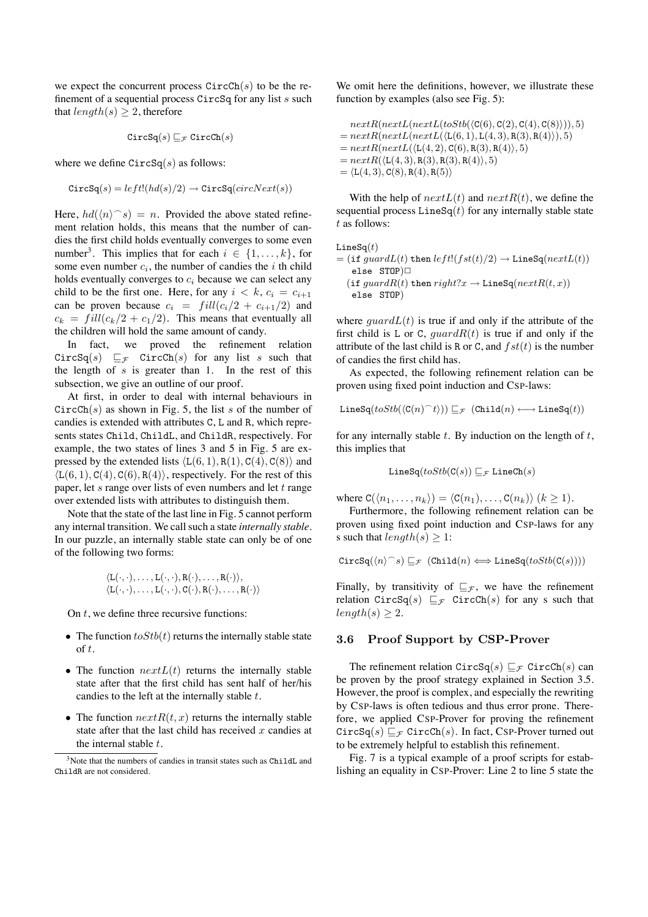we expect the concurrent process $\texttt{CircCh}(s)$ to be the refinement of a sequential process $\texttt{CircSq}$ for any list $s$ such that $length(s) \geq 2$, therefore

$$\texttt{CircSq}(s) \sqsubseteq_{\mathcal{F}} \texttt{CircCh}(s)$$

where we define $\texttt{CircSq}(s)$ as follows:

$$\texttt{CircSq}(s) = left!(hd(s)/2) \rightarrow \texttt{CircSq}(circNext(s))$$

Here, $hd(\langle n \rangle ^\frown s) = n$. Provided the above stated refinement relation holds, this means that the number of candies the first child holds eventually converges to some even number[3]. This implies that for each $i \in \{1, \ldots, k\}$, for some even number $c_i$, the number of candies the $i$ th child holds eventually converges to $c_i$ because we can select any child to be the first one. Here, for any $i < k$, $c_i = c_{i+1}$ can be proven because $c_i = fill(c_i/2 + c_{i+1}/2)$ and $c_k = fill(c_k/2 + c_1/2)$. This means that eventually all the children will hold the same amount of candy.

In fact, we proved the refinement relation $\texttt{CircSq}(s) \sqsubseteq_{\mathcal{F}} \texttt{CircCh}(s)$ for any list $s$ such that the length of $s$ is greater than 1. In the rest of this subsection, we give an outline of our proof.

At first, in order to deal with internal behaviours in $\texttt{CircCh}(s)$ as shown in Fig. 5, the list $s$ of the number of candies is extended with attributes $\texttt{C}$, $\texttt{L}$ and $\texttt{R}$, which represents states $\texttt{Child}$, $\texttt{ChildL}$, and $\texttt{ChildR}$, respectively. For example, the two states of lines 3 and 5 in Fig. 5 are expressed by the extended lists $\langle \texttt{L}(6,1), \texttt{R}(1), \texttt{C}(4), \texttt{C}(8) \rangle$ and $\langle \texttt{L}(6,1), \texttt{C}(4), \texttt{C}(6), \texttt{R}(4) \rangle$, respectively. For the rest of this paper, let $s$ range over lists of even numbers and let $t$ range over extended lists with attributes to distinguish them.

Note that the state of the last line in Fig. 5 cannot perform any internal transition. We call such a state *internally stable*. In our puzzle, an internally stable state can only be of one of the following two forms:

$$\langle \texttt{L}(\cdot,\cdot), \ldots, \texttt{L}(\cdot,\cdot), \texttt{R}(\cdot), \ldots, \texttt{R}(\cdot) \rangle,$$
$$\langle \texttt{L}(\cdot,\cdot), \ldots, \texttt{L}(\cdot,\cdot), \texttt{C}(\cdot), \texttt{R}(\cdot), \ldots, \texttt{R}(\cdot) \rangle$$

On $t$, we define three recursive functions:

- The function $toStb(t)$ returns the internally stable state of $t$.
- The function $nextL(t)$ returns the internally stable state after that the first child has sent half of her/his candies to the left at the internally stable $t$.
- The function $nextR(t, x)$ returns the internally stable state after that the last child has received $x$ candies at the internal stable $t$.

[3] Note that the numbers of candies in transit states such as ChildL and ChildR are not considered.

We omit here the definitions, however, we illustrate these function by examples (also see Fig. 5):

$$
\begin{aligned}
& nextR(nextL(nextL(toStb(\langle \texttt{C}(6), \texttt{C}(2), \texttt{C}(4), \texttt{C}(8) \rangle)), 5) \\
= {} & nextR(nextL(nextL(\langle \texttt{L}(6,1), \texttt{L}(4,3), \texttt{R}(3), \texttt{R}(4) \rangle)), 5) \\
= {} & nextR(nextL(\langle \texttt{L}(4,2), \texttt{C}(6), \texttt{R}(3), \texttt{R}(4) \rangle), 5) \\
= {} & nextR(\langle \texttt{L}(4,3), \texttt{R}(3), \texttt{R}(3), \texttt{R}(4) \rangle, 5) \\
= {} & \langle \texttt{L}(4,3), \texttt{C}(8), \texttt{R}(4), \texttt{R}(5) \rangle
\end{aligned}
$$

With the help of $nextL(t)$ and $nextR(t)$, we define the sequential process $\texttt{LineSq}(t)$ for any internally stable state $t$ as follows:

$$
\begin{aligned}
& \texttt{LineSq}(t) \\
= {} & (\texttt{if } guardL(t) \texttt{ then } left!(fst(t)/2) \rightarrow \texttt{LineSq}(nextL(t)) \\
& \quad \texttt{else STOP}) \Box \\
& (\texttt{if } guardR(t) \texttt{ then } right?x \rightarrow \texttt{LineSq}(nextR(t,x)) \\
& \quad \texttt{else STOP})
\end{aligned}
$$

where $guardL(t)$ is true if and only if the attribute of the first child is $\texttt{L}$ or $\texttt{C}$, $guardR(t)$ is true if and only if the attribute of the last child is $\texttt{R}$ or $\texttt{C}$, and $fst(t)$ is the number of candies the first child has.

As expected, the following refinement relation can be proven using fixed point induction and CSP-laws:

$$\texttt{LineSq}(toStb(\langle \texttt{C}(n) ^\frown t \rangle)) \sqsubseteq_{\mathcal{F}} (\texttt{Child}(n) \longleftrightarrow \texttt{LineSq}(t))$$

for any internally stable $t$. By induction on the length of $t$, this implies that

$$\texttt{LineSq}(toStb(\texttt{C}(s)) \sqsubseteq_{\mathcal{F}} \texttt{LineCh}(s)$$

where $\texttt{C}(\langle n_1, \ldots, n_k \rangle) = \langle \texttt{C}(n_1), \ldots, \texttt{C}(n_k) \rangle$ $(k \geq 1)$.

Furthermore, the following refinement relation can be proven using fixed point induction and CSP-laws for any s such that $length(s) \geq 1$:

$$\texttt{CircSq}(\langle n \rangle ^\frown s) \sqsubseteq_{\mathcal{F}} (\texttt{Child}(n) \Longleftrightarrow \texttt{LineSq}(toStb(\texttt{C}(s))))$$

Finally, by transitivity of $\sqsubseteq_{\mathcal{F}}$, we have the refinement relation $\texttt{CircSq}(s) \sqsubseteq_{\mathcal{F}} \texttt{CircCh}(s)$ for any s such that $length(s) \geq 2$.

### 3.6 Proof Support by CSP-Prover

The refinement relation $\texttt{CircSq}(s) \sqsubseteq_{\mathcal{F}} \texttt{CircCh}(s)$ can be proven by the proof strategy explained in Section 3.5. However, the proof is complex, and especially the rewriting by CSP-laws is often tedious and thus error prone. Therefore, we applied CSP-Prover for proving the refinement $\texttt{CircSq}(s) \sqsubseteq_{\mathcal{F}} \texttt{CircCh}(s)$. In fact, CSP-Prover turned out to be extremely helpful to establish this refinement.

Fig. 7 is a typical example of a proof scripts for establishing an equality in CSP-Prover: Line 2 to line 5 state the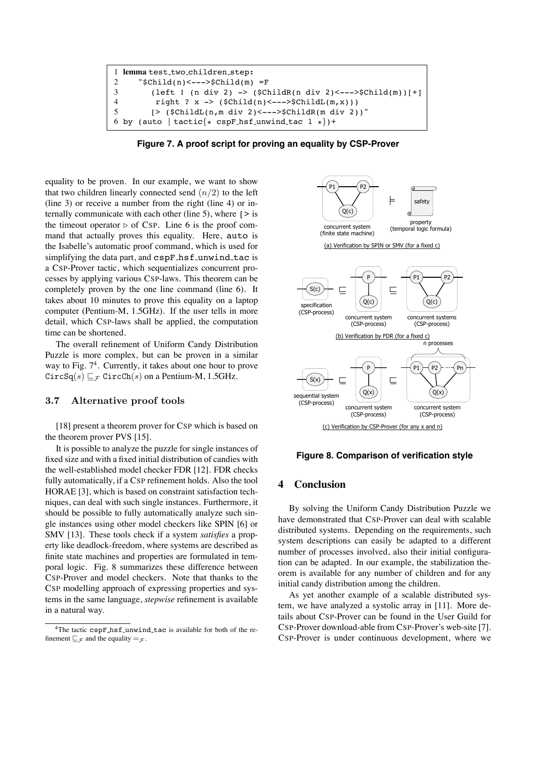```
1 lemma test_two_children_step:
2    "$Child(n)<--->$Child(m) =F
3      (left ! (n div 2) -> ($ChildR(n div 2)<--->$Child(m))[+]
4       right ? x -> ($Child(n)<--->$ChildL(m,x)))
5      [> ($ChildL(n,m div 2)<--->$ChildR(m div 2))"
6 by (auto | tactic{* cspF_hsf_unwind_tac 1 *})+
```

**Figure 7. A proof script for proving an equality by CSP-Prover**

equality to be proven. In our example, we want to show that two children linearly connected send $(n/2)$ to the left (line 3) or receive a number from the right (line 4) or internally communicate with each other (line 5), where `[>` is the timeout operator $\triangleright$ of CSP. Line 6 is the proof command that actually proves this equality. Here, `auto` is the Isabelle's automatic proof command, which is used for simplifying the data part, and `cspF_hsf_unwind_tac` is a CSP-Prover tactic, which sequentializes concurrent processes by applying various CSP-laws. This theorem can be completely proven by the one line command (line 6). It takes about 10 minutes to prove this equality on a laptop computer (Pentium-M, 1.5GHz). If the user tells in more detail, which CSP-laws shall be applied, the computation time can be shortened.

The overall refinement of Uniform Candy Distribution Puzzle is more complex, but can be proven in a similar way to Fig. 7[4]. Currently, it takes about one hour to prove $\texttt{CircSq}(s) \sqsubseteq_{\mathcal{F}} \texttt{CircCh}(s)$ on a Pentium-M, 1.5GHz.

### 3.7 Alternative proof tools

[18] present a theorem prover for CSP which is based on the theorem prover PVS [15].

It is possible to analyze the puzzle for single instances of fixed size and with a fixed initial distribution of candies with the well-established model checker FDR [12]. FDR checks fully automatically, if a CSP refinement holds. Also the tool HORAE [3], which is based on constraint satisfaction techniques, can deal with such single instances. Furthermore, it should be possible to fully automatically analyze such single instances using other model checkers like SPIN [6] or SMV [13]. These tools check if a system *satisfies* a property like deadlock-freedom, where systems are described as finite state machines and properties are formulated in temporal logic. Fig. 8 summarizes these difference between CSP-Prover and model checkers. Note that thanks to the CSP modelling approach of expressing properties and systems in the same language, *stepwise* refinement is available in a natural way.

[4]The tactic `cspF_hsf_unwind_tac` is available for both of the refinement $\sqsubseteq_{\mathcal{F}}$ and the equality $=_{\mathcal{F}}$.

**Figure 8. Comparison of verification style**

## 4 Conclusion

By solving the Uniform Candy Distribution Puzzle we have demonstrated that CSP-Prover can deal with scalable distributed systems. Depending on the requirements, such system descriptions can easily be adapted to a different number of processes involved, also their initial configuration can be adapted. In our example, the stabilization theorem is available for any number of the children and for any initial candy distribution among the children.

As yet another example of a scalable distributed system, we have analyzed a systolic array in [11]. More details about CSP-Prover can be found in the User Guild for CSP-Prover download-able from CSP-Prover's web-site [7]. CSP-Prover is under continuous development, where we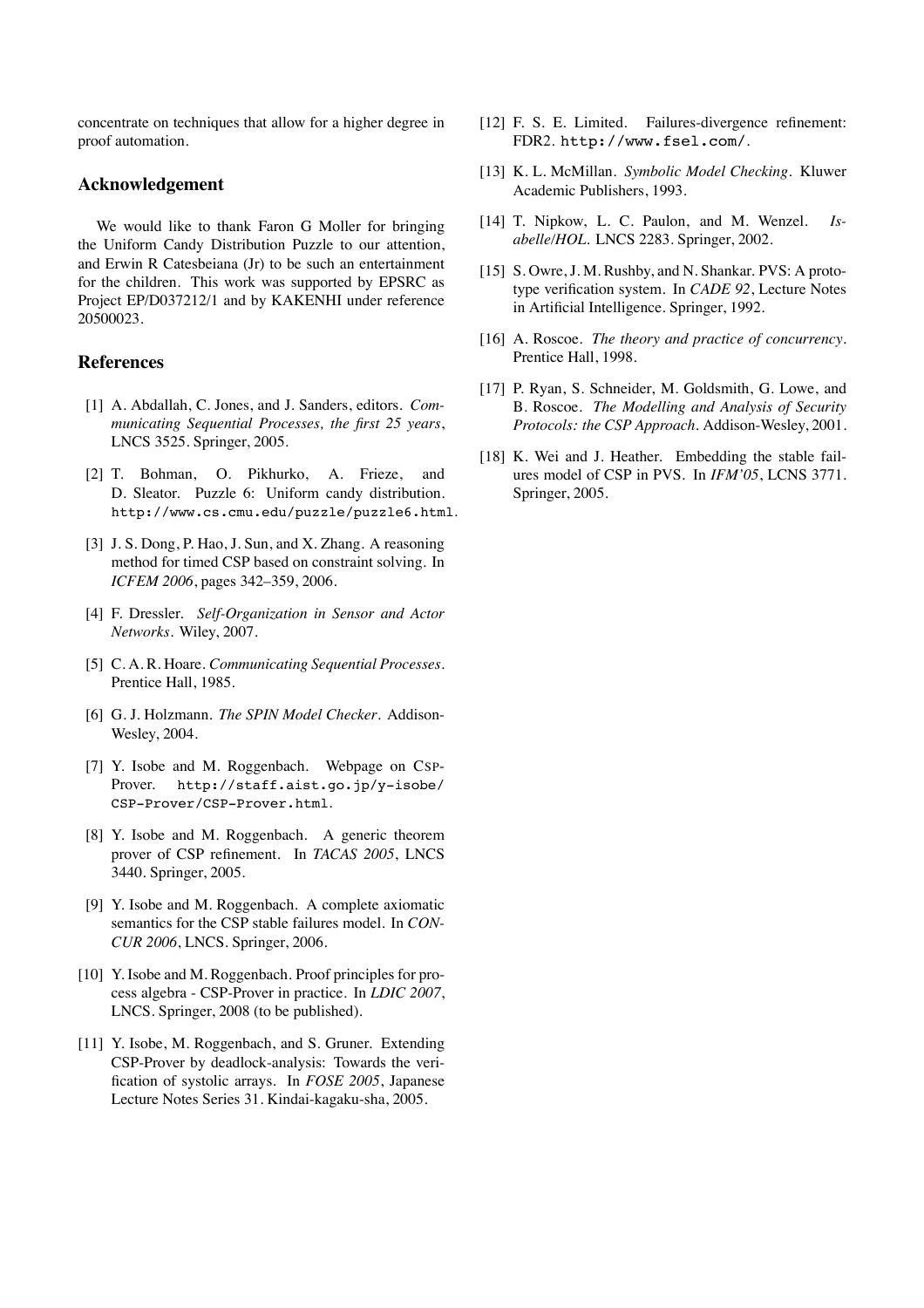concentrate on techniques that allow for a higher degree in proof automation.

## Acknowledgement

We would like to thank Faron G Moller for bringing the Uniform Candy Distribution Puzzle to our attention, and Erwin R Catesbeiana (Jr) to be such an entertainment for the children. This work was supported by EPSRC as Project EP/D037212/1 and by KAKENHI under reference 20500023.

## References

[1] A. Abdallah, C. Jones, and J. Sanders, editors. *Communicating Sequential Processes, the first 25 years*, LNCS 3525. Springer, 2005.

[2] T. Bohman, O. Pikhurko, A. Frieze, and D. Sleator. Puzzle 6: Uniform candy distribution. http://www.cs.cmu.edu/puzzle/puzzle6.html.

[3] J. S. Dong, P. Hao, J. Sun, and X. Zhang. A reasoning method for timed CSP based on constraint solving. In *ICFEM 2006*, pages 342–359, 2006.

[4] F. Dressler. *Self-Organization in Sensor and Actor Networks*. Wiley, 2007.

[5] C. A. R. Hoare. *Communicating Sequential Processes*. Prentice Hall, 1985.

[6] G. J. Holzmann. *The SPIN Model Checker*. Addison-Wesley, 2004.

[7] Y. Isobe and M. Roggenbach. Webpage on CSP-Prover. http://staff.aist.go.jp/y-isobe/CSP-Prover/CSP-Prover.html.

[8] Y. Isobe and M. Roggenbach. A generic theorem prover of CSP refinement. In *TACAS 2005*, LNCS 3440. Springer, 2005.

[9] Y. Isobe and M. Roggenbach. A complete axiomatic semantics for the CSP stable failures model. In *CONCUR 2006*, LNCS. Springer, 2006.

[10] Y. Isobe and M. Roggenbach. Proof principles for process algebra - CSP-Prover in practice. In *LDIC 2007*, LNCS. Springer, 2008 (to be published).

[11] Y. Isobe, M. Roggenbach, and S. Gruner. Extending CSP-Prover by deadlock-analysis: Towards the verification of systolic arrays. In *FOSE 2005*, Japanese Lecture Notes Series 31. Kindai-kagaku-sha, 2005.

[12] F. S. E. Limited. Failures-divergence refinement: FDR2. http://www.fsel.com/.

[13] K. L. McMillan. *Symbolic Model Checking*. Kluwer Academic Publishers, 1993.

[14] T. Nipkow, L. C. Paulon, and M. Wenzel. *Isabelle/HOL*. LNCS 2283. Springer, 2002.

[15] S. Owre, J. M. Rushby, and N. Shankar. PVS: A prototype verification system. In *CADE 92*, Lecture Notes in Artificial Intelligence. Springer, 1992.

[16] A. Roscoe. *The theory and practice of concurrency*. Prentice Hall, 1998.

[17] P. Ryan, S. Schneider, M. Goldsmith, G. Lowe, and B. Roscoe. *The Modelling and Analysis of Security Protocols: the CSP Approach*. Addison-Wesley, 2001.

[18] K. Wei and J. Heather. Embedding the stable failures model of CSP in PVS. In *IFM'05*, LCNS 3771. Springer, 2005.